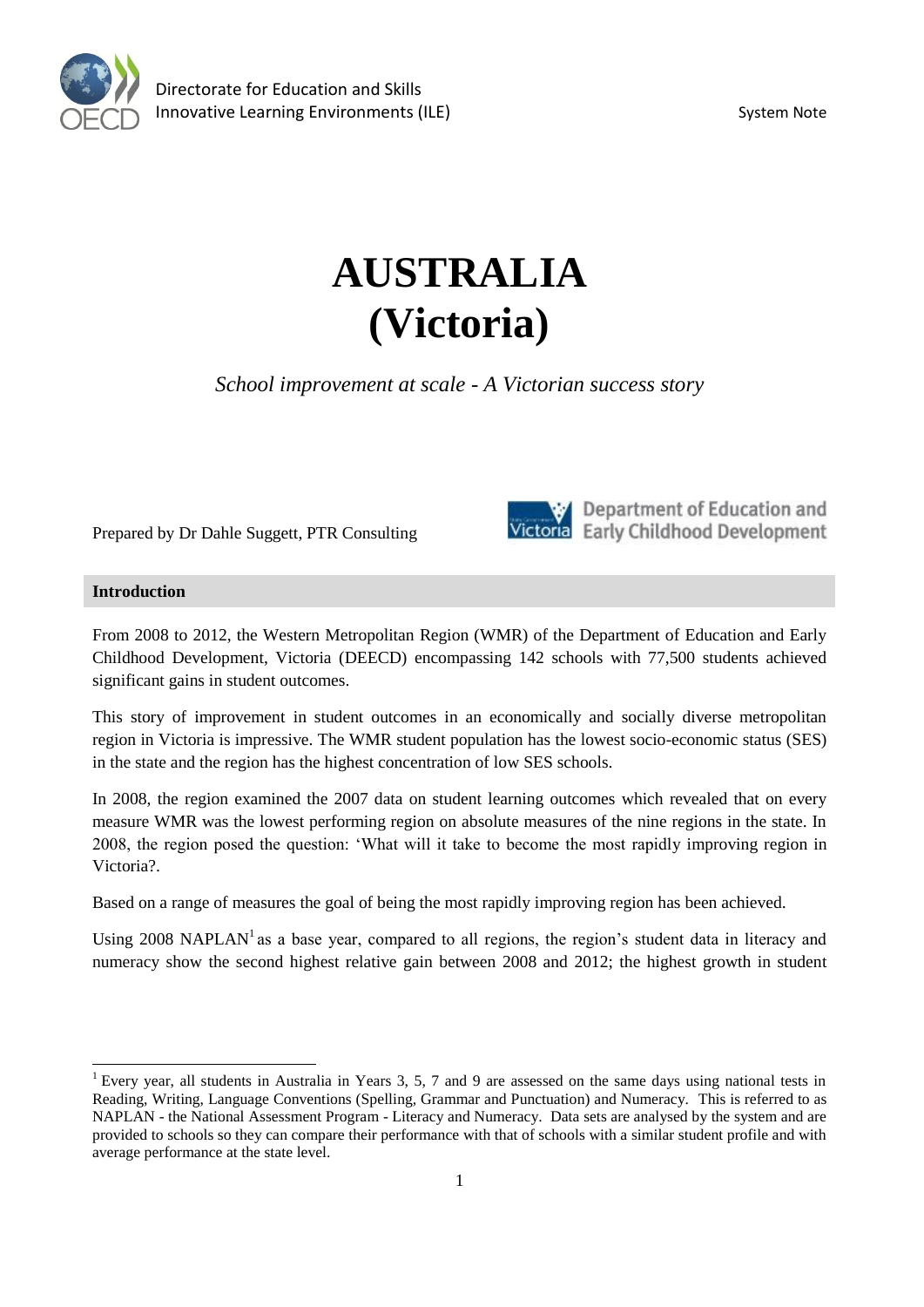Directorate for Education and Skills
Innovative Learning Environments (ILE)

System Note

# AUSTRALIA (Victoria)

*School improvement at scale - A Victorian success story*

Prepared by Dr Dahle Suggett, PTR Consulting

Department of Education and Early Childhood Development

## Introduction

From 2008 to 2012, the Western Metropolitan Region (WMR) of the Department of Education and Early Childhood Development, Victoria (DEECD) encompassing 142 schools with 77,500 students achieved significant gains in student outcomes.

This story of improvement in student outcomes in an economically and socially diverse metropolitan region in Victoria is impressive. The WMR student population has the lowest socio-economic status (SES) in the state and the region has the highest concentration of low SES schools.

In 2008, the region examined the 2007 data on student learning outcomes which revealed that on every measure WMR was the lowest performing region on absolute measures of the nine regions in the state. In 2008, the region posed the question: 'What will it take to become the most rapidly improving region in Victoria?.

Based on a range of measures the goal of being the most rapidly improving region has been achieved.

Using 2008 NAPLAN[1] as a base year, compared to all regions, the region's student data in literacy and numeracy show the second highest relative gain between 2008 and 2012; the highest growth in student

[1] Every year, all students in Australia in Years 3, 5, 7 and 9 are assessed on the same days using national tests in Reading, Writing, Language Conventions (Spelling, Grammar and Punctuation) and Numeracy. This is referred to as NAPLAN - the National Assessment Program - Literacy and Numeracy. Data sets are analysed by the system and are provided to schools so they can compare their performance with that of schools with a similar student profile and with average performance at the state level.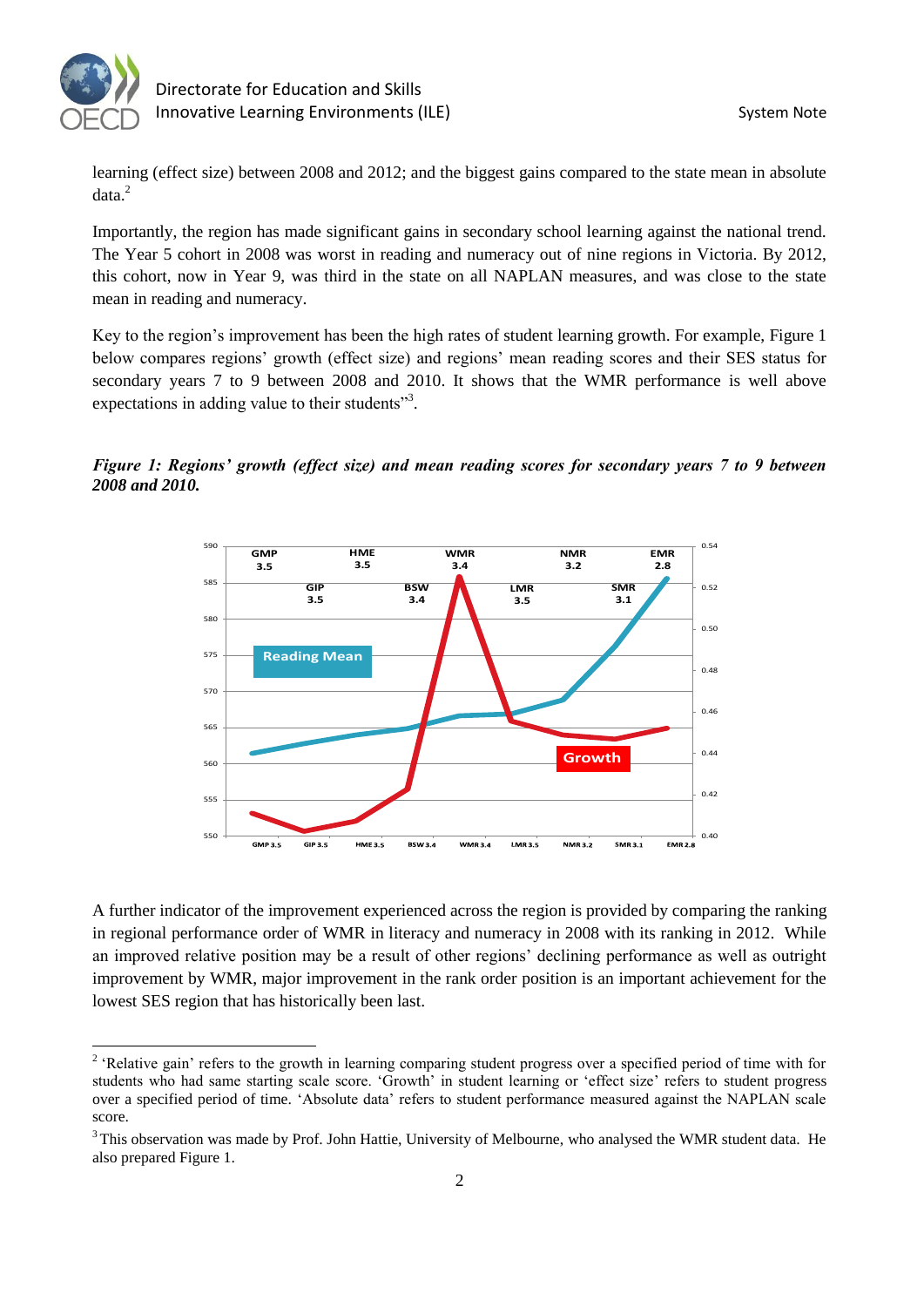learning (effect size) between 2008 and 2012; and the biggest gains compared to the state mean in absolute data.[2]

Importantly, the region has made significant gains in secondary school learning against the national trend. The Year 5 cohort in 2008 was worst in reading and numeracy out of nine regions in Victoria. By 2012, this cohort, now in Year 9, was third in the state on all NAPLAN measures, and was close to the state mean in reading and numeracy.

Key to the region's improvement has been the high rates of student learning growth. For example, Figure 1 below compares regions' growth (effect size) and regions' mean reading scores and their SES status for secondary years 7 to 9 between 2008 and 2010. It shows that the WMR performance is well above expectations in adding value to their students"[3].

***Figure 1: Regions' growth (effect size) and mean reading scores for secondary years 7 to 9 between 2008 and 2010.***

A further indicator of the improvement experienced across the region is provided by comparing the ranking in regional performance order of WMR in literacy and numeracy in 2008 with its ranking in 2012. While an improved relative position may be a result of other regions' declining performance as well as outright improvement by WMR, major improvement in the rank order position is an important achievement for the lowest SES region that has historically been last.

---

[2] 'Relative gain' refers to the growth in learning comparing student progress over a specified period of time with for students who had same starting scale score. 'Growth' in student learning or 'effect size' refers to student progress over a specified period of time. 'Absolute data' refers to student performance measured against the NAPLAN scale score.

[3] This observation was made by Prof. John Hattie, University of Melbourne, who analysed the WMR student data. He also prepared Figure 1.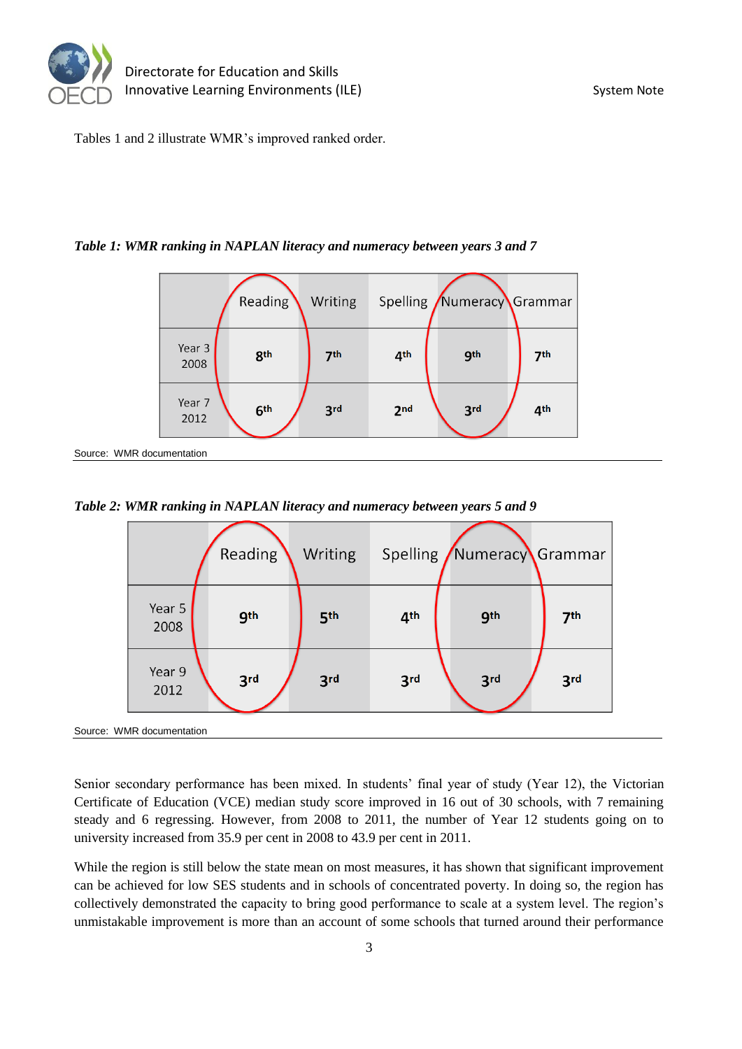Tables 1 and 2 illustrate WMR's improved ranked order.

*Table 1: WMR ranking in NAPLAN literacy and numeracy between years 3 and 7*

| | Reading | Writing | Spelling | Numeracy | Grammar |
|---|---|---|---|---|---|
| Year 3 2008 | 8th | 7th | 4th | 9th | 7th |
| Year 7 2012 | 6th | 3rd | 2nd | 3rd | 4th |

Source: WMR documentation

*Table 2: WMR ranking in NAPLAN literacy and numeracy between years 5 and 9*

| | Reading | Writing | Spelling | Numeracy | Grammar |
|---|---|---|---|---|---|
| Year 5 2008 | 9th | 5th | 4th | 9th | 7th |
| Year 9 2012 | 3rd | 3rd | 3rd | 3rd | 3rd |

Source: WMR documentation

Senior secondary performance has been mixed. In students' final year of study (Year 12), the Victorian Certificate of Education (VCE) median study score improved in 16 out of 30 schools, with 7 remaining steady and 6 regressing. However, from 2008 to 2011, the number of Year 12 students going on to university increased from 35.9 per cent in 2008 to 43.9 per cent in 2011.

While the region is still below the state mean on most measures, it has shown that significant improvement can be achieved for low SES students and in schools of concentrated poverty. In doing so, the region has collectively demonstrated the capacity to bring good performance to scale at a system level. The region's unmistakable improvement is more than an account of some schools that turned around their performance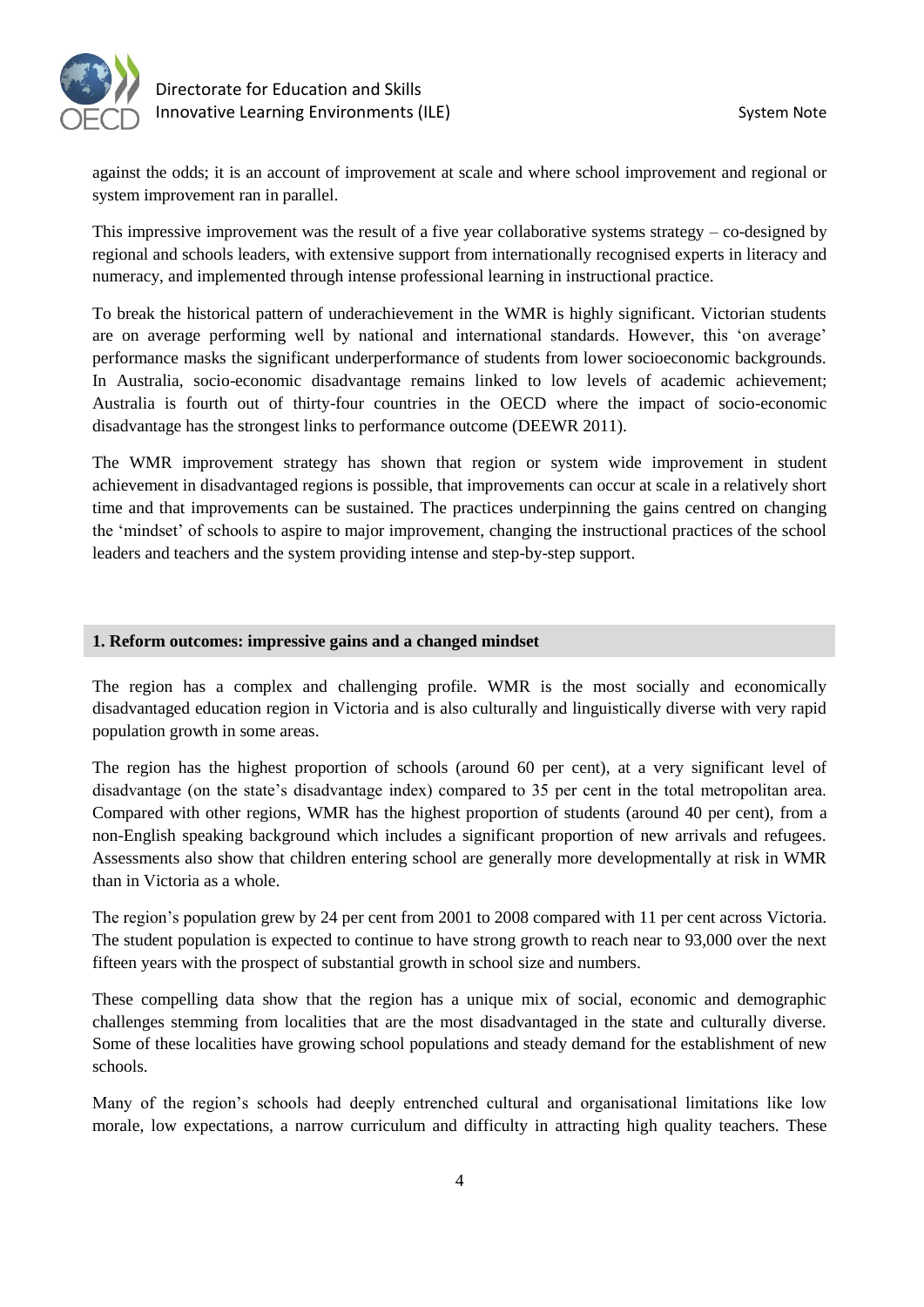against the odds; it is an account of improvement at scale and where school improvement and regional or system improvement ran in parallel.

This impressive improvement was the result of a five year collaborative systems strategy – co-designed by regional and schools leaders, with extensive support from internationally recognised experts in literacy and numeracy, and implemented through intense professional learning in instructional practice.

To break the historical pattern of underachievement in the WMR is highly significant. Victorian students are on average performing well by national and international standards. However, this 'on average' performance masks the significant underperformance of students from lower socioeconomic backgrounds. In Australia, socio-economic disadvantage remains linked to low levels of academic achievement; Australia is fourth out of thirty-four countries in the OECD where the impact of socio-economic disadvantage has the strongest links to performance outcome (DEEWR 2011).

The WMR improvement strategy has shown that region or system wide improvement in student achievement in disadvantaged regions is possible, that improvements can occur at scale in a relatively short time and that improvements can be sustained. The practices underpinning the gains centred on changing the 'mindset' of schools to aspire to major improvement, changing the instructional practices of the school leaders and teachers and the system providing intense and step-by-step support.

## 1. Reform outcomes: impressive gains and a changed mindset

The region has a complex and challenging profile. WMR is the most socially and economically disadvantaged education region in Victoria and is also culturally and linguistically diverse with very rapid population growth in some areas.

The region has the highest proportion of schools (around 60 per cent), at a very significant level of disadvantage (on the state's disadvantage index) compared to 35 per cent in the total metropolitan area. Compared with other regions, WMR has the highest proportion of students (around 40 per cent), from a non-English speaking background which includes a significant proportion of new arrivals and refugees. Assessments also show that children entering school are generally more developmentally at risk in WMR than in Victoria as a whole.

The region's population grew by 24 per cent from 2001 to 2008 compared with 11 per cent across Victoria. The student population is expected to continue to have strong growth to reach near to 93,000 over the next fifteen years with the prospect of substantial growth in school size and numbers.

These compelling data show that the region has a unique mix of social, economic and demographic challenges stemming from localities that are the most disadvantaged in the state and culturally diverse. Some of these localities have growing school populations and steady demand for the establishment of new schools.

Many of the region's schools had deeply entrenched cultural and organisational limitations like low morale, low expectations, a narrow curriculum and difficulty in attracting high quality teachers. These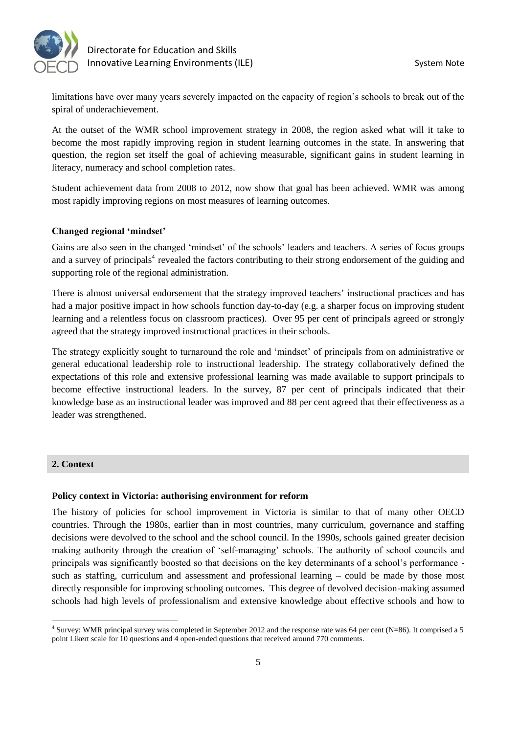limitations have over many years severely impacted on the capacity of region's schools to break out of the spiral of underachievement.

At the outset of the WMR school improvement strategy in 2008, the region asked what will it take to become the most rapidly improving region in student learning outcomes in the state. In answering that question, the region set itself the goal of achieving measurable, significant gains in student learning in literacy, numeracy and school completion rates.

Student achievement data from 2008 to 2012, now show that goal has been achieved. WMR was among most rapidly improving regions on most measures of learning outcomes.

**Changed regional 'mindset'**

Gains are also seen in the changed 'mindset' of the schools' leaders and teachers. A series of focus groups and a survey of principals[4] revealed the factors contributing to their strong endorsement of the guiding and supporting role of the regional administration.

There is almost universal endorsement that the strategy improved teachers' instructional practices and has had a major positive impact in how schools function day-to-day (e.g. a sharper focus on improving student learning and a relentless focus on classroom practices). Over 95 per cent of principals agreed or strongly agreed that the strategy improved instructional practices in their schools.

The strategy explicitly sought to turnaround the role and 'mindset' of principals from on administrative or general educational leadership role to instructional leadership. The strategy collaboratively defined the expectations of this role and extensive professional learning was made available to support principals to become effective instructional leaders. In the survey, 87 per cent of principals indicated that their knowledge base as an instructional leader was improved and 88 per cent agreed that their effectiveness as a leader was strengthened.

## 2. Context

**Policy context in Victoria: authorising environment for reform**

The history of policies for school improvement in Victoria is similar to that of many other OECD countries. Through the 1980s, earlier than in most countries, many curriculum, governance and staffing decisions were devolved to the school and the school council. In the 1990s, schools gained greater decision making authority through the creation of 'self-managing' schools. The authority of school councils and principals was significantly boosted so that decisions on the key determinants of a school's performance - such as staffing, curriculum and assessment and professional learning – could be made by those most directly responsible for improving schooling outcomes. This degree of devolved decision-making assumed schools had high levels of professionalism and extensive knowledge about effective schools and how to

[4] Survey: WMR principal survey was completed in September 2012 and the response rate was 64 per cent (N=86). It comprised a 5 point Likert scale for 10 questions and 4 open-ended questions that received around 770 comments.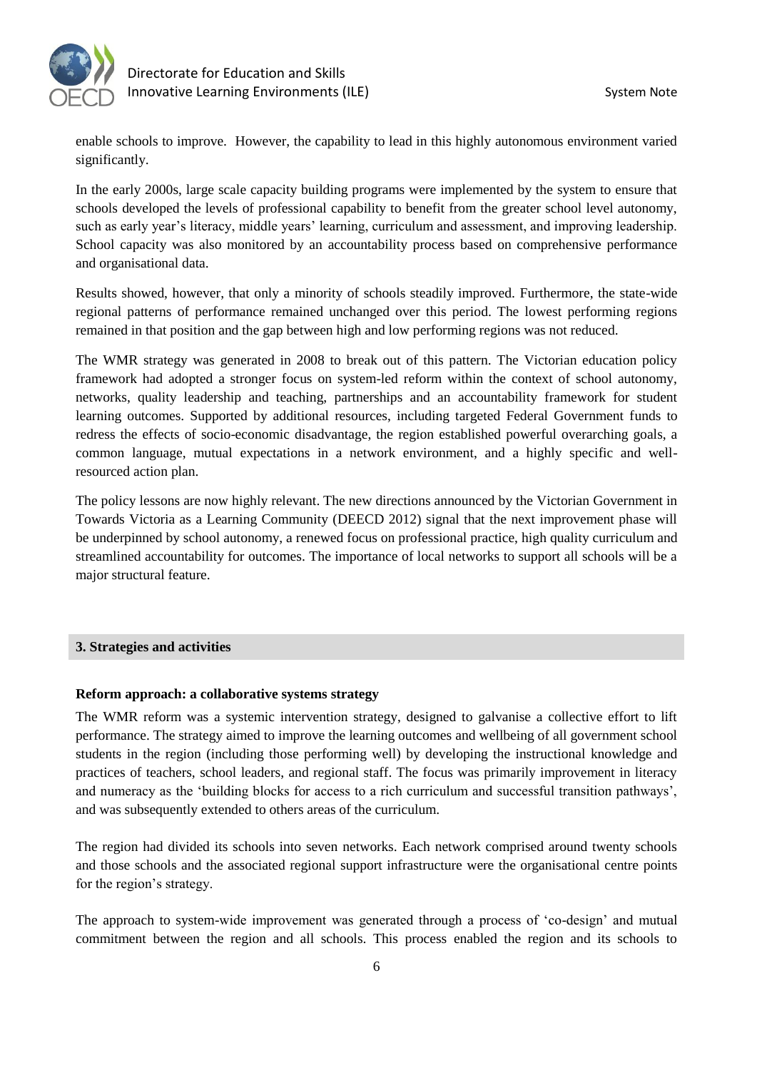enable schools to improve. However, the capability to lead in this highly autonomous environment varied significantly.

In the early 2000s, large scale capacity building programs were implemented by the system to ensure that schools developed the levels of professional capability to benefit from the greater school level autonomy, such as early year's literacy, middle years' learning, curriculum and assessment, and improving leadership. School capacity was also monitored by an accountability process based on comprehensive performance and organisational data.

Results showed, however, that only a minority of schools steadily improved. Furthermore, the state-wide regional patterns of performance remained unchanged over this period. The lowest performing regions remained in that position and the gap between high and low performing regions was not reduced.

The WMR strategy was generated in 2008 to break out of this pattern. The Victorian education policy framework had adopted a stronger focus on system-led reform within the context of school autonomy, networks, quality leadership and teaching, partnerships and an accountability framework for student learning outcomes. Supported by additional resources, including targeted Federal Government funds to redress the effects of socio-economic disadvantage, the region established powerful overarching goals, a common language, mutual expectations in a network environment, and a highly specific and well-resourced action plan.

The policy lessons are now highly relevant. The new directions announced by the Victorian Government in Towards Victoria as a Learning Community (DEECD 2012) signal that the next improvement phase will be underpinned by school autonomy, a renewed focus on professional practice, high quality curriculum and streamlined accountability for outcomes. The importance of local networks to support all schools will be a major structural feature.

## 3. Strategies and activities

### Reform approach: a collaborative systems strategy

The WMR reform was a systemic intervention strategy, designed to galvanise a collective effort to lift performance. The strategy aimed to improve the learning outcomes and wellbeing of all government school students in the region (including those performing well) by developing the instructional knowledge and practices of teachers, school leaders, and regional staff. The focus was primarily improvement in literacy and numeracy as the 'building blocks for access to a rich curriculum and successful transition pathways', and was subsequently extended to others areas of the curriculum.

The region had divided its schools into seven networks. Each network comprised around twenty schools and those schools and the associated regional support infrastructure were the organisational centre points for the region's strategy.

The approach to system-wide improvement was generated through a process of 'co-design' and mutual commitment between the region and all schools. This process enabled the region and its schools to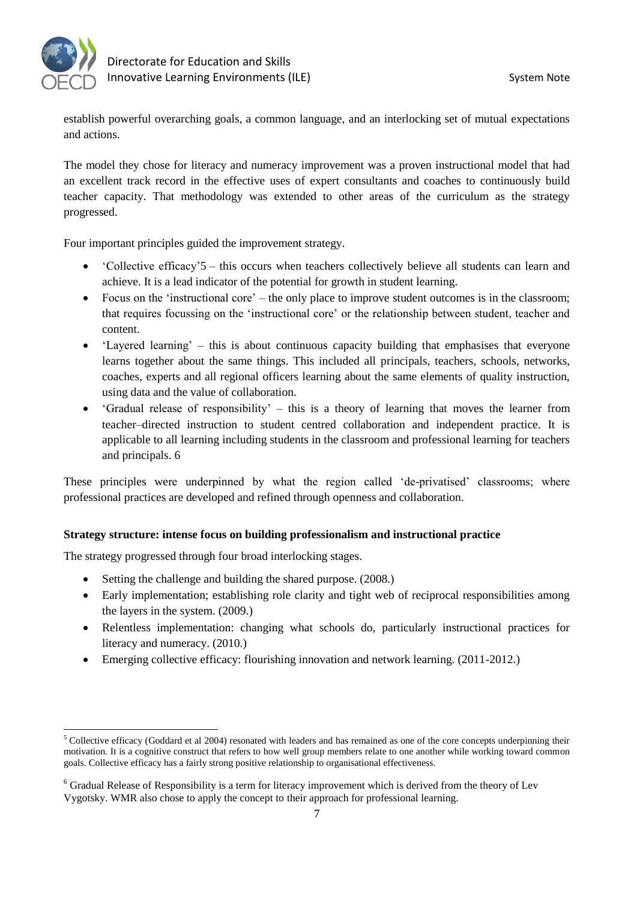establish powerful overarching goals, a common language, and an interlocking set of mutual expectations and actions.

The model they chose for literacy and numeracy improvement was a proven instructional model that had an excellent track record in the effective uses of expert consultants and coaches to continuously build teacher capacity. That methodology was extended to other areas of the curriculum as the strategy progressed.

Four important principles guided the improvement strategy.

- 'Collective efficacy'[5] – this occurs when teachers collectively believe all students can learn and achieve. It is a lead indicator of the potential for growth in student learning.
- Focus on the 'instructional core' – the only place to improve student outcomes is in the classroom; that requires focussing on the 'instructional core' or the relationship between student, teacher and content.
- 'Layered learning' – this is about continuous capacity building that emphasises that everyone learns together about the same things. This included all principals, teachers, schools, networks, coaches, experts and all regional officers learning about the same elements of quality instruction, using data and the value of collaboration.
- 'Gradual release of responsibility' – this is a theory of learning that moves the learner from teacher–directed instruction to student centred collaboration and independent practice. It is applicable to all learning including students in the classroom and professional learning for teachers and principals.[6]

These principles were underpinned by what the region called 'de-privatised' classrooms; where professional practices are developed and refined through openness and collaboration.

**Strategy structure: intense focus on building professionalism and instructional practice**

The strategy progressed through four broad interlocking stages.

- Setting the challenge and building the shared purpose. (2008.)
- Early implementation; establishing role clarity and tight web of reciprocal responsibilities among the layers in the system. (2009.)
- Relentless implementation: changing what schools do, particularly instructional practices for literacy and numeracy. (2010.)
- Emerging collective efficacy: flourishing innovation and network learning. (2011-2012.)

---

[5] Collective efficacy (Goddard et al 2004) resonated with leaders and has remained as one of the core concepts underpinning their motivation. It is a cognitive construct that refers to how well group members relate to one another while working toward common goals. Collective efficacy has a fairly strong positive relationship to organisational effectiveness.

[6] Gradual Release of Responsibility is a term for literacy improvement which is derived from the theory of Lev Vygotsky. WMR also chose to apply the concept to their approach for professional learning.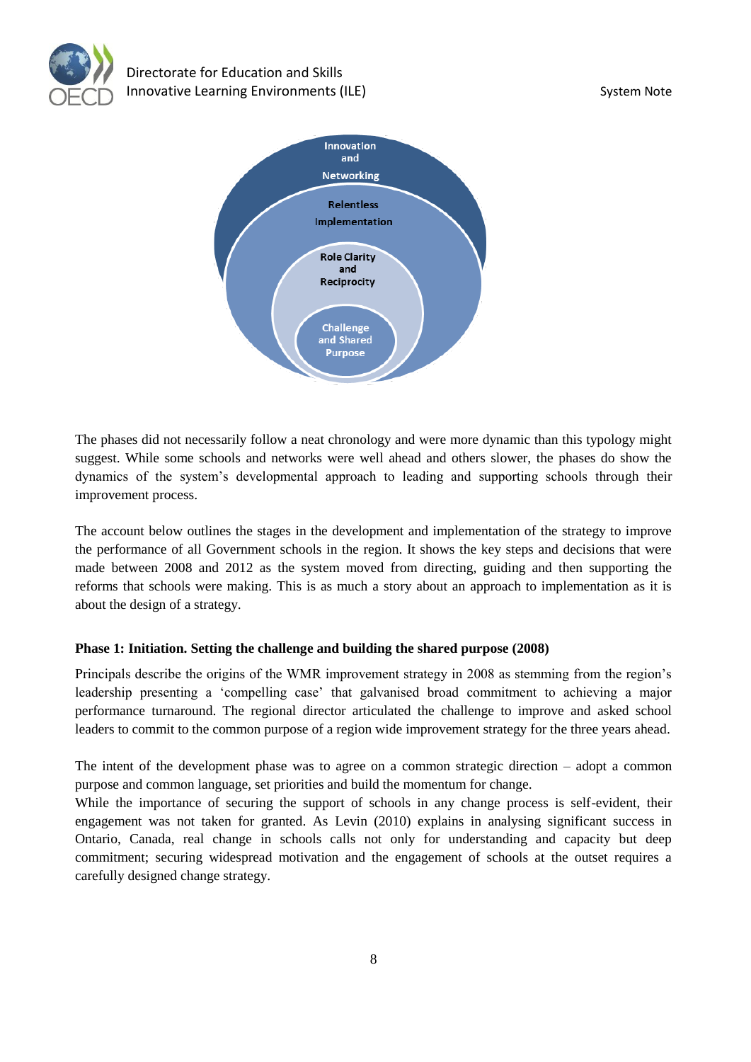Innovation and Networking

Relentless Implementation

Role Clarity and Reciprocity

Challenge and Shared Purpose

The phases did not necessarily follow a neat chronology and were more dynamic than this typology might suggest. While some schools and networks were well ahead and others slower, the phases do show the dynamics of the system's developmental approach to leading and supporting schools through their improvement process.

The account below outlines the stages in the development and implementation of the strategy to improve the performance of all Government schools in the region. It shows the key steps and decisions that were made between 2008 and 2012 as the system moved from directing, guiding and then supporting the reforms that schools were making. This is as much a story about an approach to implementation as it is about the design of a strategy.

**Phase 1: Initiation. Setting the challenge and building the shared purpose (2008)**

Principals describe the origins of the WMR improvement strategy in 2008 as stemming from the region's leadership presenting a 'compelling case' that galvanised broad commitment to achieving a major performance turnaround. The regional director articulated the challenge to improve and asked school leaders to commit to the common purpose of a region wide improvement strategy for the three years ahead.

The intent of the development phase was to agree on a common strategic direction – adopt a common purpose and common language, set priorities and build the momentum for change.
While the importance of securing the support of schools in any change process is self-evident, their engagement was not taken for granted. As Levin (2010) explains in analysing significant success in Ontario, Canada, real change in schools calls not only for understanding and capacity but deep commitment; securing widespread motivation and the engagement of schools at the outset requires a carefully designed change strategy.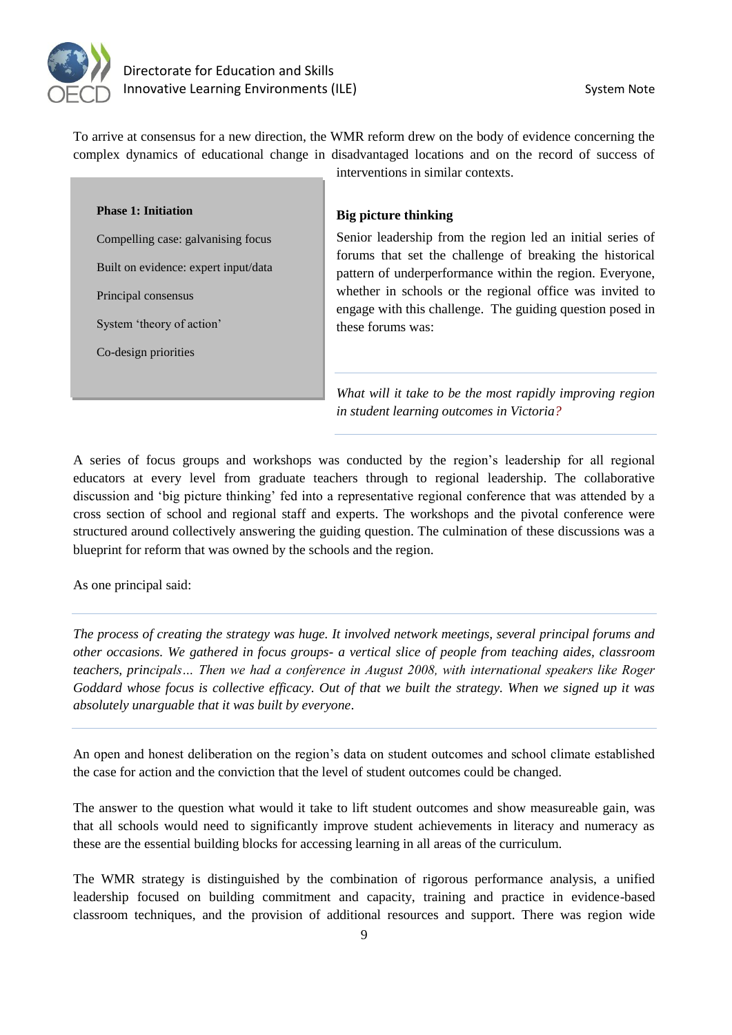To arrive at consensus for a new direction, the WMR reform drew on the body of evidence concerning the complex dynamics of educational change in disadvantaged locations and on the record of success of interventions in similar contexts.

**Phase 1: Initiation**

Compelling case: galvanising focus

Built on evidence: expert input/data

Principal consensus

System 'theory of action'

Co-design priorities

### Big picture thinking

Senior leadership from the region led an initial series of forums that set the challenge of breaking the historical pattern of underperformance within the region. Everyone, whether in schools or the regional office was invited to engage with this challenge. The guiding question posed in these forums was:

*What will it take to be the most rapidly improving region in student learning outcomes in Victoria?*

A series of focus groups and workshops was conducted by the region's leadership for all regional educators at every level from graduate teachers through to regional leadership. The collaborative discussion and 'big picture thinking' fed into a representative regional conference that was attended by a cross section of school and regional staff and experts. The workshops and the pivotal conference were structured around collectively answering the guiding question. The culmination of these discussions was a blueprint for reform that was owned by the schools and the region.

As one principal said:

*The process of creating the strategy was huge. It involved network meetings, several principal forums and other occasions. We gathered in focus groups- a vertical slice of people from teaching aides, classroom teachers, principals… Then we had a conference in August 2008, with international speakers like Roger Goddard whose focus is collective efficacy. Out of that we built the strategy. When we signed up it was absolutely unarguable that it was built by everyone.*

An open and honest deliberation on the region's data on student outcomes and school climate established the case for action and the conviction that the level of student outcomes could be changed.

The answer to the question what would it take to lift student outcomes and show measureable gain, was that all schools would need to significantly improve student achievements in literacy and numeracy as these are the essential building blocks for accessing learning in all areas of the curriculum.

The WMR strategy is distinguished by the combination of rigorous performance analysis, a unified leadership focused on building commitment and capacity, training and practice in evidence-based classroom techniques, and the provision of additional resources and support. There was region wide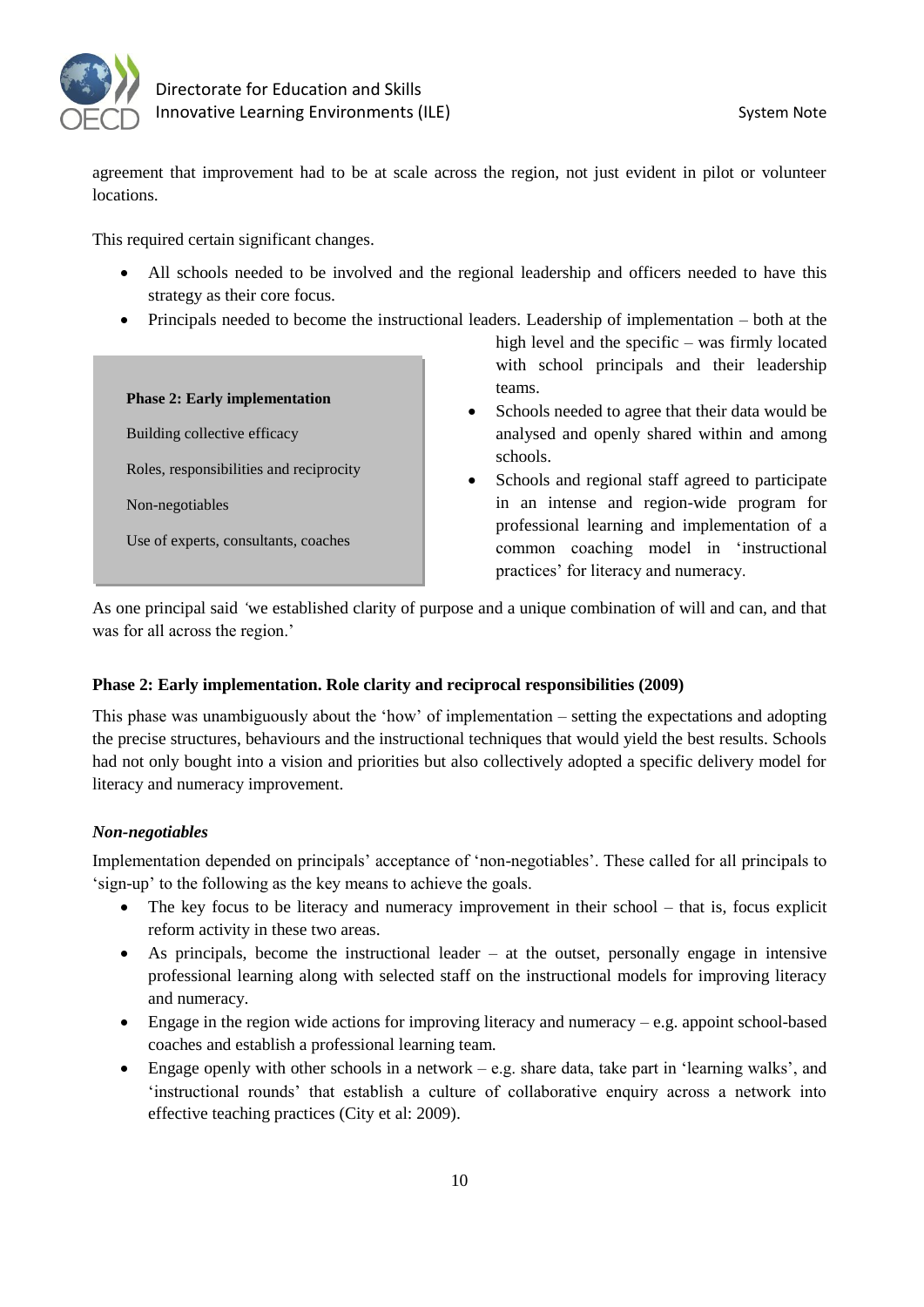agreement that improvement had to be at scale across the region, not just evident in pilot or volunteer locations.

This required certain significant changes.

- All schools needed to be involved and the regional leadership and officers needed to have this strategy as their core focus.
- Principals needed to become the instructional leaders. Leadership of implementation – both at the high level and the specific – was firmly located with school principals and their leadership teams.
- Schools needed to agree that their data would be analysed and openly shared within and among schools.
- Schools and regional staff agreed to participate in an intense and region-wide program for professional learning and implementation of a common coaching model in 'instructional practices' for literacy and numeracy.

> **Phase 2: Early implementation**
>
> Building collective efficacy
>
> Roles, responsibilities and reciprocity
>
> Non-negotiables
>
> Use of experts, consultants, coaches

As one principal said *'*we established clarity of purpose and a unique combination of will and can, and that was for all across the region.'

**Phase 2: Early implementation. Role clarity and reciprocal responsibilities (2009)**

This phase was unambiguously about the 'how' of implementation – setting the expectations and adopting the precise structures, behaviours and the instructional techniques that would yield the best results. Schools had not only bought into a vision and priorities but also collectively adopted a specific delivery model for literacy and numeracy improvement.

***Non-negotiables***

Implementation depended on principals' acceptance of 'non-negotiables'. These called for all principals to 'sign-up' to the following as the key means to achieve the goals.

- The key focus to be literacy and numeracy improvement in their school – that is, focus explicit reform activity in these two areas.
- As principals, become the instructional leader – at the outset, personally engage in intensive professional learning along with selected staff on the instructional models for improving literacy and numeracy.
- Engage in the region wide actions for improving literacy and numeracy – e.g. appoint school-based coaches and establish a professional learning team.
- Engage openly with other schools in a network – e.g. share data, take part in 'learning walks', and 'instructional rounds' that establish a culture of collaborative enquiry across a network into effective teaching practices (City et al: 2009).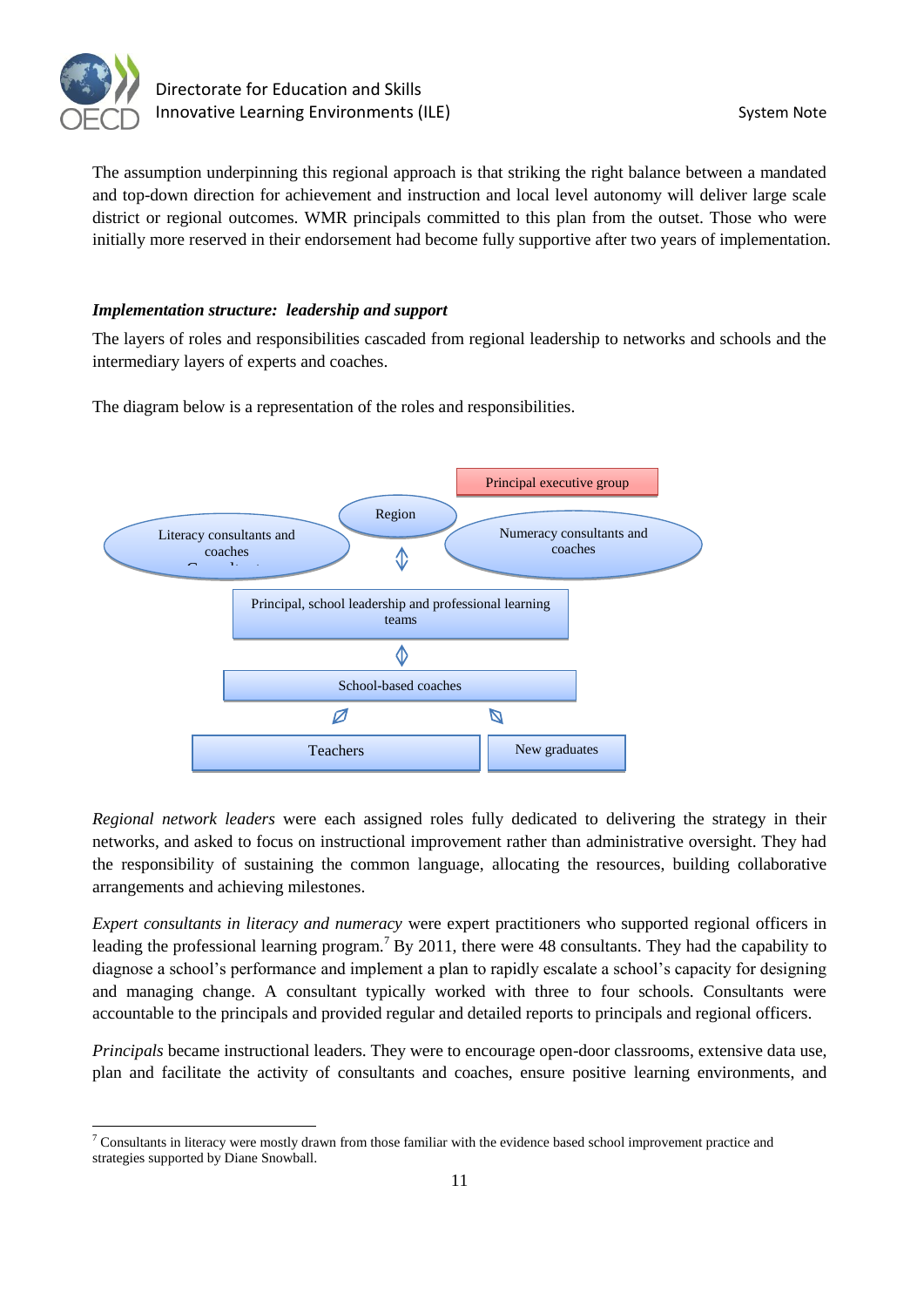The assumption underpinning this regional approach is that striking the right balance between a mandated and top-down direction for achievement and instruction and local level autonomy will deliver large scale district or regional outcomes. WMR principals committed to this plan from the outset. Those who were initially more reserved in their endorsement had become fully supportive after two years of implementation.

### *Implementation structure: leadership and support*

The layers of roles and responsibilities cascaded from regional leadership to networks and schools and the intermediary layers of experts and coaches.

The diagram below is a representation of the roles and responsibilities.

Principal executive group

Region

Literacy consultants and coaches

Numeracy consultants and coaches

Principal, school leadership and professional learning teams

School-based coaches

Teachers

New graduates

*Regional network leaders* were each assigned roles fully dedicated to delivering the strategy in their networks, and asked to focus on instructional improvement rather than administrative oversight. They had the responsibility of sustaining the common language, allocating the resources, building collaborative arrangements and achieving milestones.

*Expert consultants in literacy and numeracy* were expert practitioners who supported regional officers in leading the professional learning program.[7] By 2011, there were 48 consultants. They had the capability to diagnose a school's performance and implement a plan to rapidly escalate a school's capacity for designing and managing change. A consultant typically worked with three to four schools. Consultants were accountable to the principals and provided regular and detailed reports to principals and regional officers.

*Principals* became instructional leaders. They were to encourage open-door classrooms, extensive data use, plan and facilitate the activity of consultants and coaches, ensure positive learning environments, and

[7] Consultants in literacy were mostly drawn from those familiar with the evidence based school improvement practice and strategies supported by Diane Snowball.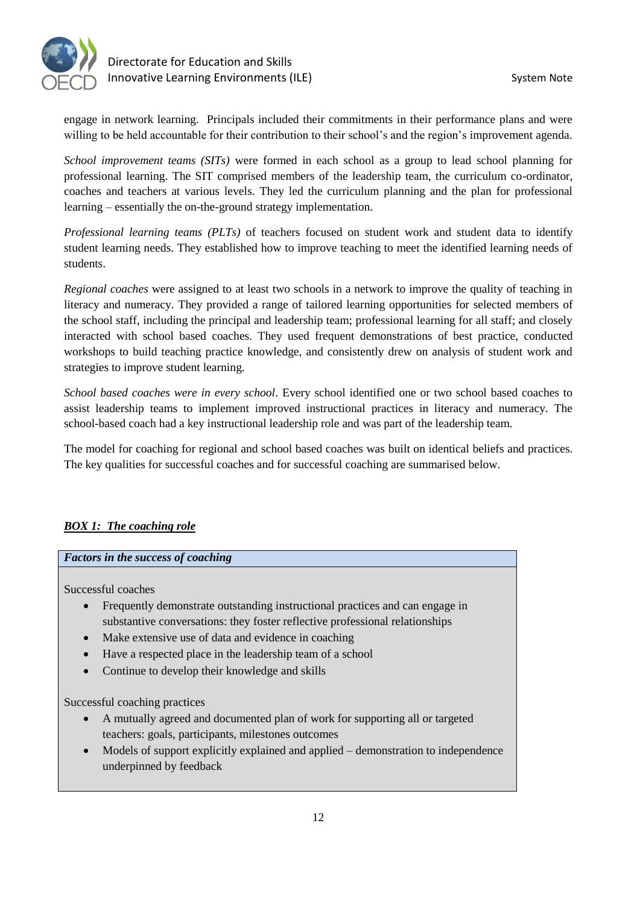engage in network learning. Principals included their commitments in their performance plans and were willing to be held accountable for their contribution to their school's and the region's improvement agenda.

*School improvement teams (SITs)* were formed in each school as a group to lead school planning for professional learning. The SIT comprised members of the leadership team, the curriculum co-ordinator, coaches and teachers at various levels. They led the curriculum planning and the plan for professional learning – essentially the on-the-ground strategy implementation.

*Professional learning teams (PLTs)* of teachers focused on student work and student data to identify student learning needs. They established how to improve teaching to meet the identified learning needs of students.

*Regional coaches* were assigned to at least two schools in a network to improve the quality of teaching in literacy and numeracy. They provided a range of tailored learning opportunities for selected members of the school staff, including the principal and leadership team; professional learning for all staff; and closely interacted with school based coaches. They used frequent demonstrations of best practice, conducted workshops to build teaching practice knowledge, and consistently drew on analysis of student work and strategies to improve student learning.

*School based coaches were in every school*. Every school identified one or two school based coaches to assist leadership teams to implement improved instructional practices in literacy and numeracy. The school-based coach had a key instructional leadership role and was part of the leadership team.

The model for coaching for regional and school based coaches was built on identical beliefs and practices. The key qualities for successful coaches and for successful coaching are summarised below.

***BOX 1: The coaching role***

***Factors in the success of coaching***

Successful coaches

- Frequently demonstrate outstanding instructional practices and can engage in substantive conversations: they foster reflective professional relationships
- Make extensive use of data and evidence in coaching
- Have a respected place in the leadership team of a school
- Continue to develop their knowledge and skills

Successful coaching practices

- A mutually agreed and documented plan of work for supporting all or targeted teachers: goals, participants, milestones outcomes
- Models of support explicitly explained and applied – demonstration to independence underpinned by feedback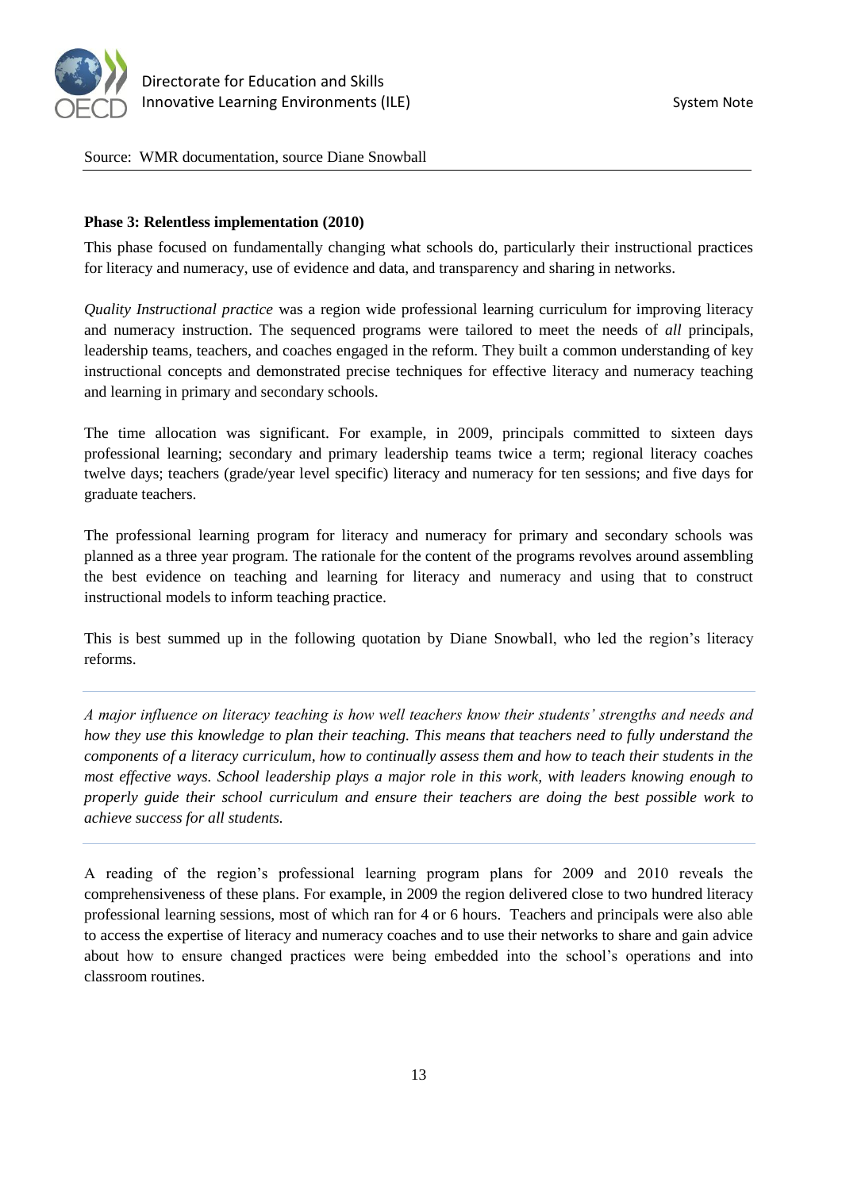Source: WMR documentation, source Diane Snowball

**Phase 3: Relentless implementation (2010)**

This phase focused on fundamentally changing what schools do, particularly their instructional practices for literacy and numeracy, use of evidence and data, and transparency and sharing in networks.

*Quality Instructional practice* was a region wide professional learning curriculum for improving literacy and numeracy instruction. The sequenced programs were tailored to meet the needs of *all* principals, leadership teams, teachers, and coaches engaged in the reform. They built a common understanding of key instructional concepts and demonstrated precise techniques for effective literacy and numeracy teaching and learning in primary and secondary schools.

The time allocation was significant. For example, in 2009, principals committed to sixteen days professional learning; secondary and primary leadership teams twice a term; regional literacy coaches twelve days; teachers (grade/year level specific) literacy and numeracy for ten sessions; and five days for graduate teachers.

The professional learning program for literacy and numeracy for primary and secondary schools was planned as a three year program. The rationale for the content of the programs revolves around assembling the best evidence on teaching and learning for literacy and numeracy and using that to construct instructional models to inform teaching practice.

This is best summed up in the following quotation by Diane Snowball, who led the region's literacy reforms.

---

*A major influence on literacy teaching is how well teachers know their students' strengths and needs and how they use this knowledge to plan their teaching. This means that teachers need to fully understand the components of a literacy curriculum, how to continually assess them and how to teach their students in the most effective ways. School leadership plays a major role in this work, with leaders knowing enough to properly guide their school curriculum and ensure their teachers are doing the best possible work to achieve success for all students.*

---

A reading of the region's professional learning program plans for 2009 and 2010 reveals the comprehensiveness of these plans. For example, in 2009 the region delivered close to two hundred literacy professional learning sessions, most of which ran for 4 or 6 hours. Teachers and principals were also able to access the expertise of literacy and numeracy coaches and to use their networks to share and gain advice about how to ensure changed practices were being embedded into the school's operations and into classroom routines.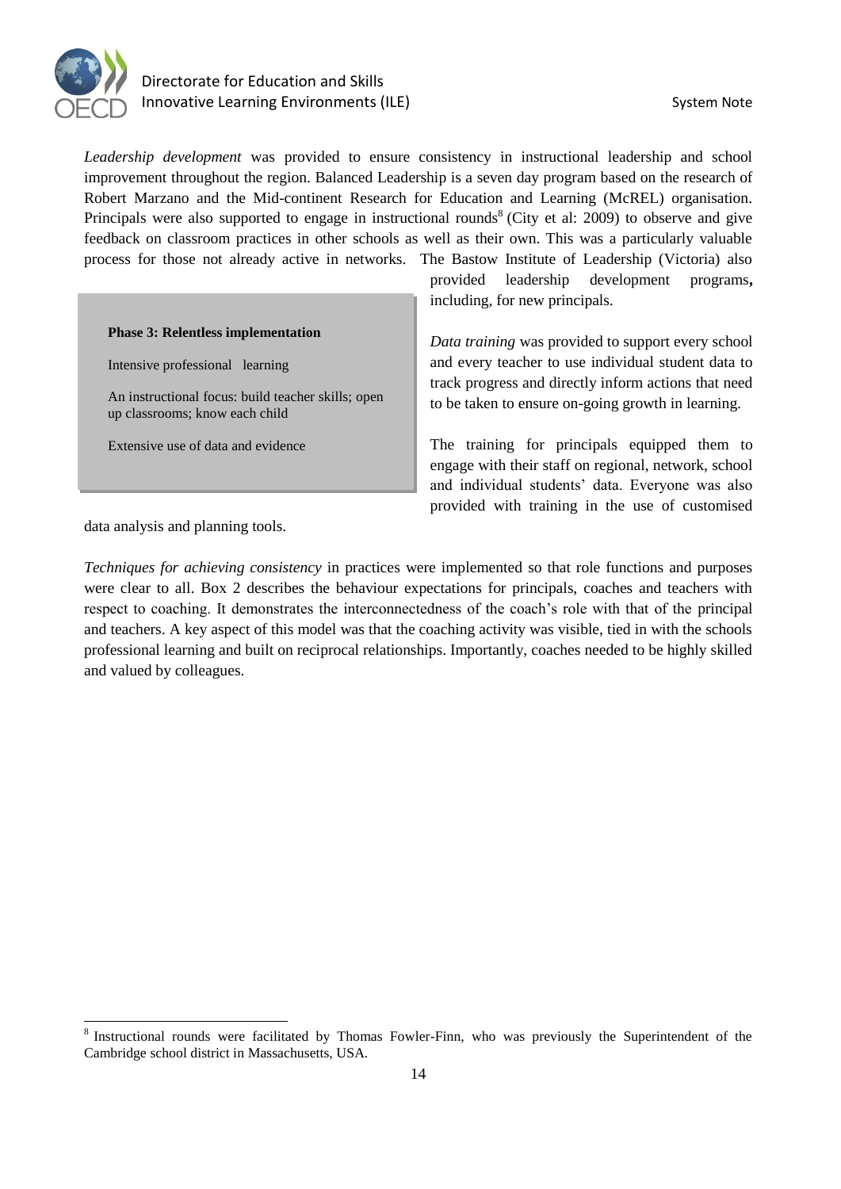*Leadership development* was provided to ensure consistency in instructional leadership and school improvement throughout the region. Balanced Leadership is a seven day program based on the research of Robert Marzano and the Mid-continent Research for Education and Learning (McREL) organisation. Principals were also supported to engage in instructional rounds[8] (City et al: 2009) to observe and give feedback on classroom practices in other schools as well as their own. This was a particularly valuable process for those not already active in networks. The Bastow Institute of Leadership (Victoria) also provided leadership development programs**,** including, for new principals.

> **Phase 3: Relentless implementation**
>
> Intensive professional learning
>
> An instructional focus: build teacher skills; open up classrooms; know each child
>
> Extensive use of data and evidence

*Data training* was provided to support every school and every teacher to use individual student data to track progress and directly inform actions that need to be taken to ensure on-going growth in learning.

The training for principals equipped them to engage with their staff on regional, network, school and individual students' data. Everyone was also provided with training in the use of customised data analysis and planning tools.

*Techniques for achieving consistency* in practices were implemented so that role functions and purposes were clear to all. Box 2 describes the behaviour expectations for principals, coaches and teachers with respect to coaching. It demonstrates the interconnectedness of the coach's role with that of the principal and teachers. A key aspect of this model was that the coaching activity was visible, tied in with the schools professional learning and built on reciprocal relationships. Importantly, coaches needed to be highly skilled and valued by colleagues.

---

[8] Instructional rounds were facilitated by Thomas Fowler-Finn, who was previously the Superintendent of the Cambridge school district in Massachusetts, USA.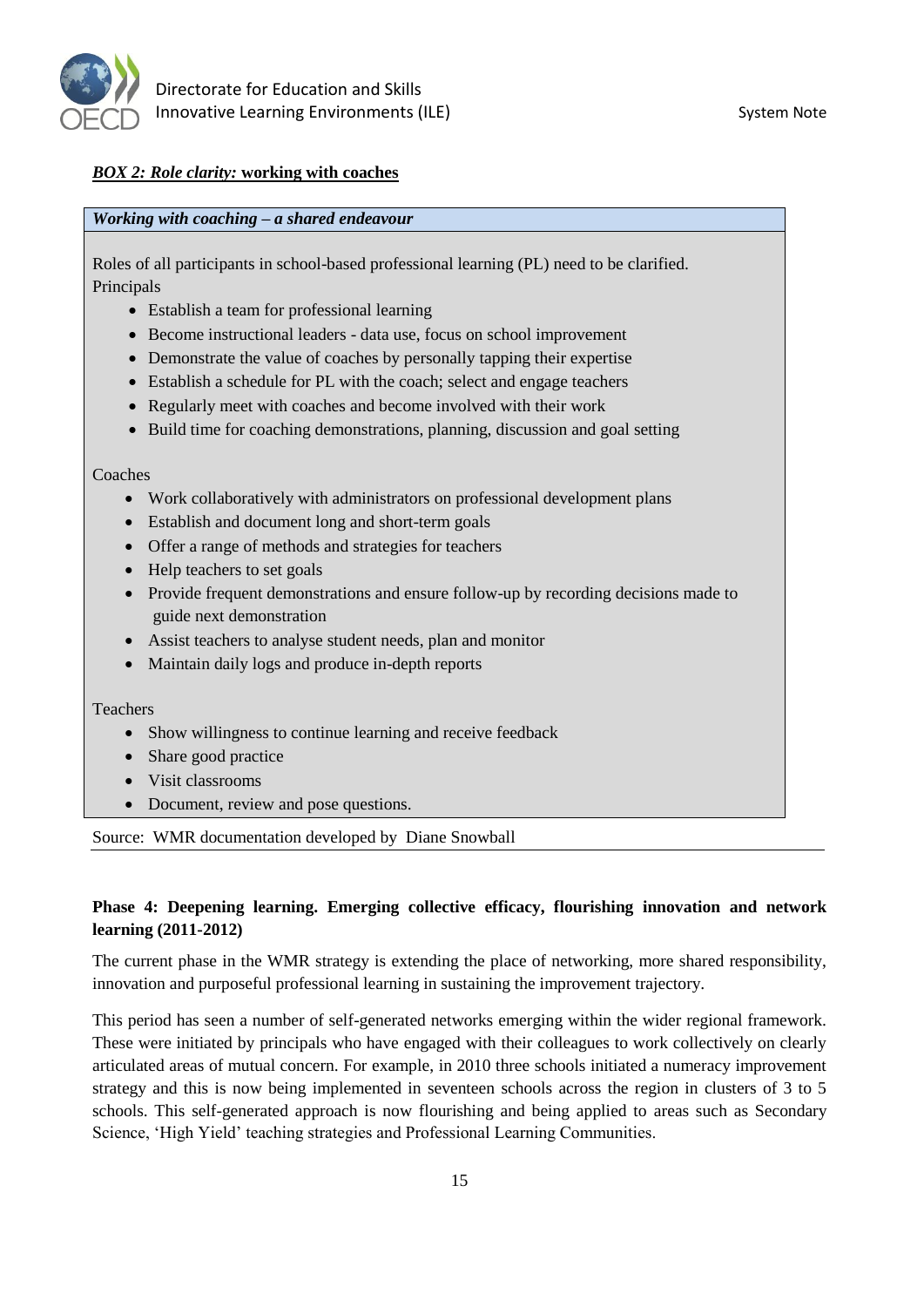***BOX 2: Role clarity:* working with coaches**

***Working with coaching – a shared endeavour***

Roles of all participants in school-based professional learning (PL) need to be clarified.

Principals

- Establish a team for professional learning
- Become instructional leaders - data use, focus on school improvement
- Demonstrate the value of coaches by personally tapping their expertise
- Establish a schedule for PL with the coach; select and engage teachers
- Regularly meet with coaches and become involved with their work
- Build time for coaching demonstrations, planning, discussion and goal setting

Coaches

- Work collaboratively with administrators on professional development plans
- Establish and document long and short-term goals
- Offer a range of methods and strategies for teachers
- Help teachers to set goals
- Provide frequent demonstrations and ensure follow-up by recording decisions made to guide next demonstration
- Assist teachers to analyse student needs, plan and monitor
- Maintain daily logs and produce in-depth reports

Teachers

- Show willingness to continue learning and receive feedback
- Share good practice
- Visit classrooms
- Document, review and pose questions.

Source: WMR documentation developed by Diane Snowball

**Phase 4: Deepening learning. Emerging collective efficacy, flourishing innovation and network learning (2011-2012)**

The current phase in the WMR strategy is extending the place of networking, more shared responsibility, innovation and purposeful professional learning in sustaining the improvement trajectory.

This period has seen a number of self-generated networks emerging within the wider regional framework. These were initiated by principals who have engaged with their colleagues to work collectively on clearly articulated areas of mutual concern. For example, in 2010 three schools initiated a numeracy improvement strategy and this is now being implemented in seventeen schools across the region in clusters of 3 to 5 schools. This self-generated approach is now flourishing and being applied to areas such as Secondary Science, 'High Yield' teaching strategies and Professional Learning Communities.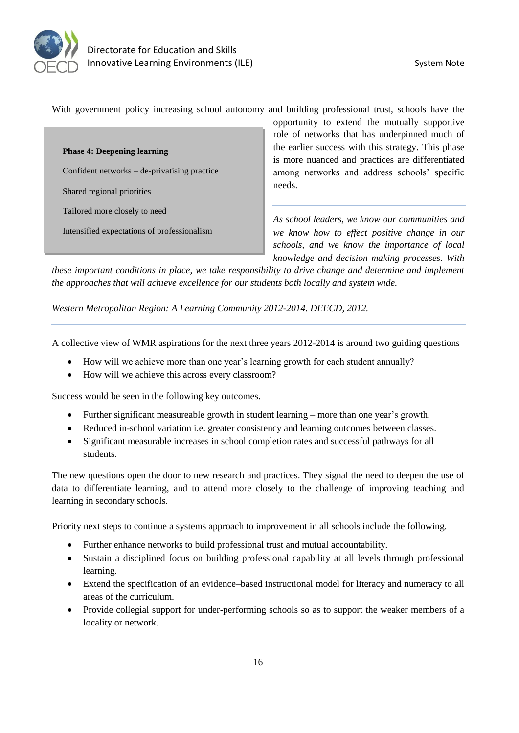With government policy increasing school autonomy and building professional trust, schools have the opportunity to extend the mutually supportive role of networks that has underpinned much of the earlier success with this strategy. This phase is more nuanced and practices are differentiated among networks and address schools' specific needs.

**Phase 4: Deepening learning**

Confident networks – de-privatising practice

Shared regional priorities

Tailored more closely to need

Intensified expectations of professionalism

---

*As school leaders, we know our communities and we know how to effect positive change in our schools, and we know the importance of local knowledge and decision making processes. With these important conditions in place, we take responsibility to drive change and determine and implement the approaches that will achieve excellence for our students both locally and system wide.*

*Western Metropolitan Region: A Learning Community 2012-2014. DEECD, 2012.*

---

A collective view of WMR aspirations for the next three years 2012-2014 is around two guiding questions

- How will we achieve more than one year's learning growth for each student annually?
- How will we achieve this across every classroom?

Success would be seen in the following key outcomes.

- Further significant measureable growth in student learning – more than one year's growth.
- Reduced in-school variation i.e. greater consistency and learning outcomes between classes.
- Significant measurable increases in school completion rates and successful pathways for all students.

The new questions open the door to new research and practices. They signal the need to deepen the use of data to differentiate learning, and to attend more closely to the challenge of improving teaching and learning in secondary schools.

Priority next steps to continue a systems approach to improvement in all schools include the following.

- Further enhance networks to build professional trust and mutual accountability.
- Sustain a disciplined focus on building professional capability at all levels through professional learning.
- Extend the specification of an evidence–based instructional model for literacy and numeracy to all areas of the curriculum.
- Provide collegial support for under-performing schools so as to support the weaker members of a locality or network.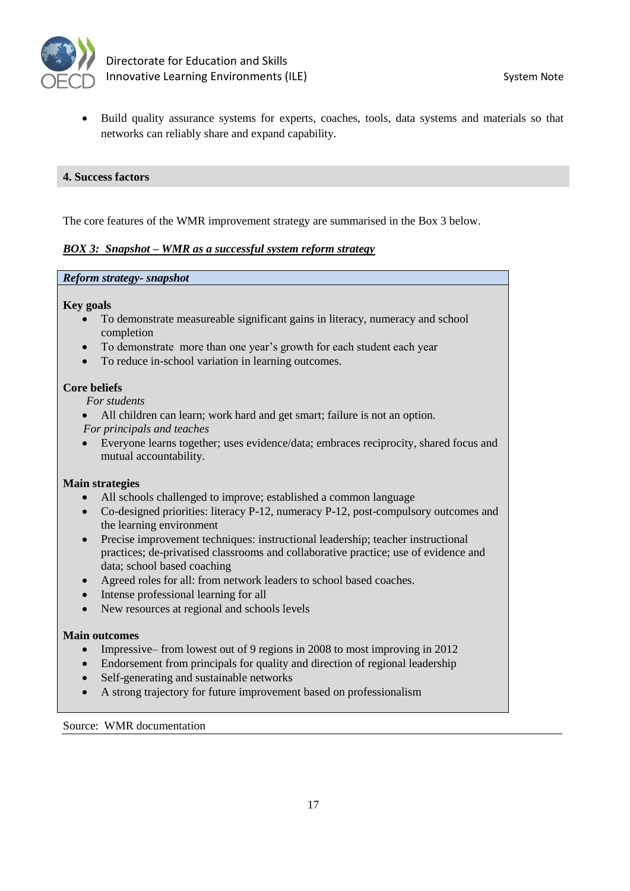- Build quality assurance systems for experts, coaches, tools, data systems and materials so that networks can reliably share and expand capability.

## 4. Success factors

The core features of the WMR improvement strategy are summarised in the Box 3 below.

***BOX 3: Snapshot – WMR as a successful system reform strategy***

***Reform strategy- snapshot***

**Key goals**

- To demonstrate measureable significant gains in literacy, numeracy and school completion
- To demonstrate more than one year's growth for each student each year
- To reduce in-school variation in learning outcomes.

**Core beliefs**

*For students*

- All children can learn; work hard and get smart; failure is not an option.

*For principals and teaches*

- Everyone learns together; uses evidence/data; embraces reciprocity, shared focus and mutual accountability.

**Main strategies**

- All schools challenged to improve; established a common language
- Co-designed priorities: literacy P-12, numeracy P-12, post-compulsory outcomes and the learning environment
- Precise improvement techniques: instructional leadership; teacher instructional practices; de-privatised classrooms and collaborative practice; use of evidence and data; school based coaching
- Agreed roles for all: from network leaders to school based coaches.
- Intense professional learning for all
- New resources at regional and schools levels

**Main outcomes**

- Impressive– from lowest out of 9 regions in 2008 to most improving in 2012
- Endorsement from principals for quality and direction of regional leadership
- Self-generating and sustainable networks
- A strong trajectory for future improvement based on professionalism

Source: WMR documentation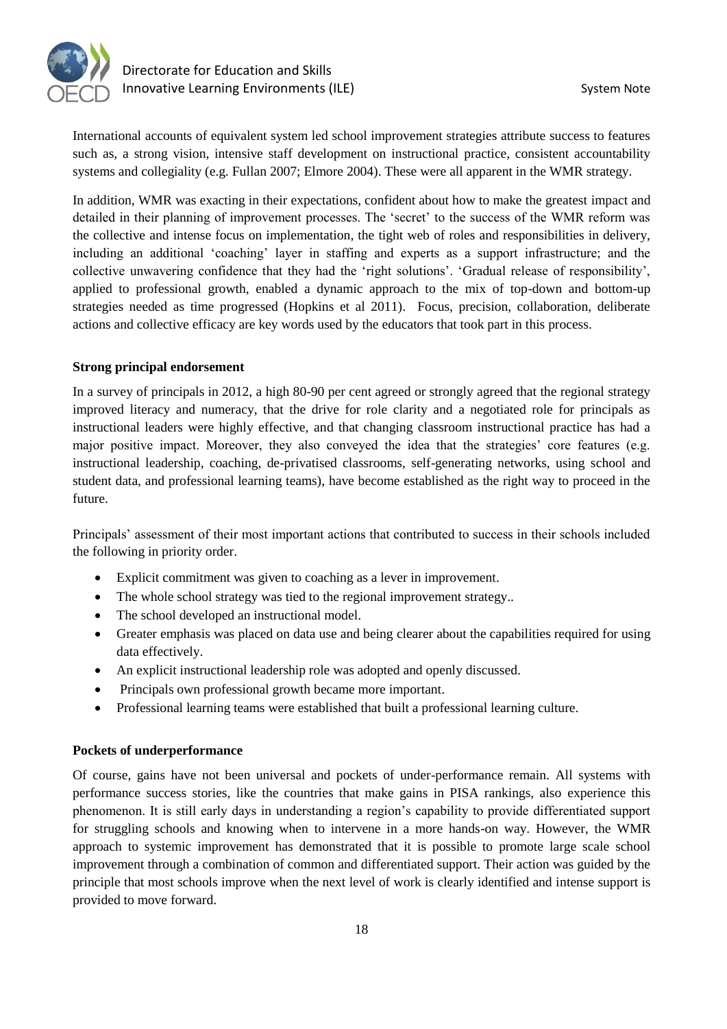International accounts of equivalent system led school improvement strategies attribute success to features such as, a strong vision, intensive staff development on instructional practice, consistent accountability systems and collegiality (e.g. Fullan 2007; Elmore 2004). These were all apparent in the WMR strategy.

In addition, WMR was exacting in their expectations, confident about how to make the greatest impact and detailed in their planning of improvement processes. The 'secret' to the success of the WMR reform was the collective and intense focus on implementation, the tight web of roles and responsibilities in delivery, including an additional 'coaching' layer in staffing and experts as a support infrastructure; and the collective unwavering confidence that they had the 'right solutions'. 'Gradual release of responsibility', applied to professional growth, enabled a dynamic approach to the mix of top-down and bottom-up strategies needed as time progressed (Hopkins et al 2011). Focus, precision, collaboration, deliberate actions and collective efficacy are key words used by the educators that took part in this process.

**Strong principal endorsement**

In a survey of principals in 2012, a high 80-90 per cent agreed or strongly agreed that the regional strategy improved literacy and numeracy, that the drive for role clarity and a negotiated role for principals as instructional leaders were highly effective, and that changing classroom instructional practice has had a major positive impact. Moreover, they also conveyed the idea that the strategies' core features (e.g. instructional leadership, coaching, de-privatised classrooms, self-generating networks, using school and student data, and professional learning teams), have become established as the right way to proceed in the future.

Principals' assessment of their most important actions that contributed to success in their schools included the following in priority order.

- Explicit commitment was given to coaching as a lever in improvement.
- The whole school strategy was tied to the regional improvement strategy..
- The school developed an instructional model.
- Greater emphasis was placed on data use and being clearer about the capabilities required for using data effectively.
- An explicit instructional leadership role was adopted and openly discussed.
- Principals own professional growth became more important.
- Professional learning teams were established that built a professional learning culture.

**Pockets of underperformance**

Of course, gains have not been universal and pockets of under-performance remain. All systems with performance success stories, like the countries that make gains in PISA rankings, also experience this phenomenon. It is still early days in understanding a region's capability to provide differentiated support for struggling schools and knowing when to intervene in a more hands-on way. However, the WMR approach to systemic improvement has demonstrated that it is possible to promote large scale school improvement through a combination of common and differentiated support. Their action was guided by the principle that most schools improve when the next level of work is clearly identified and intense support is provided to move forward.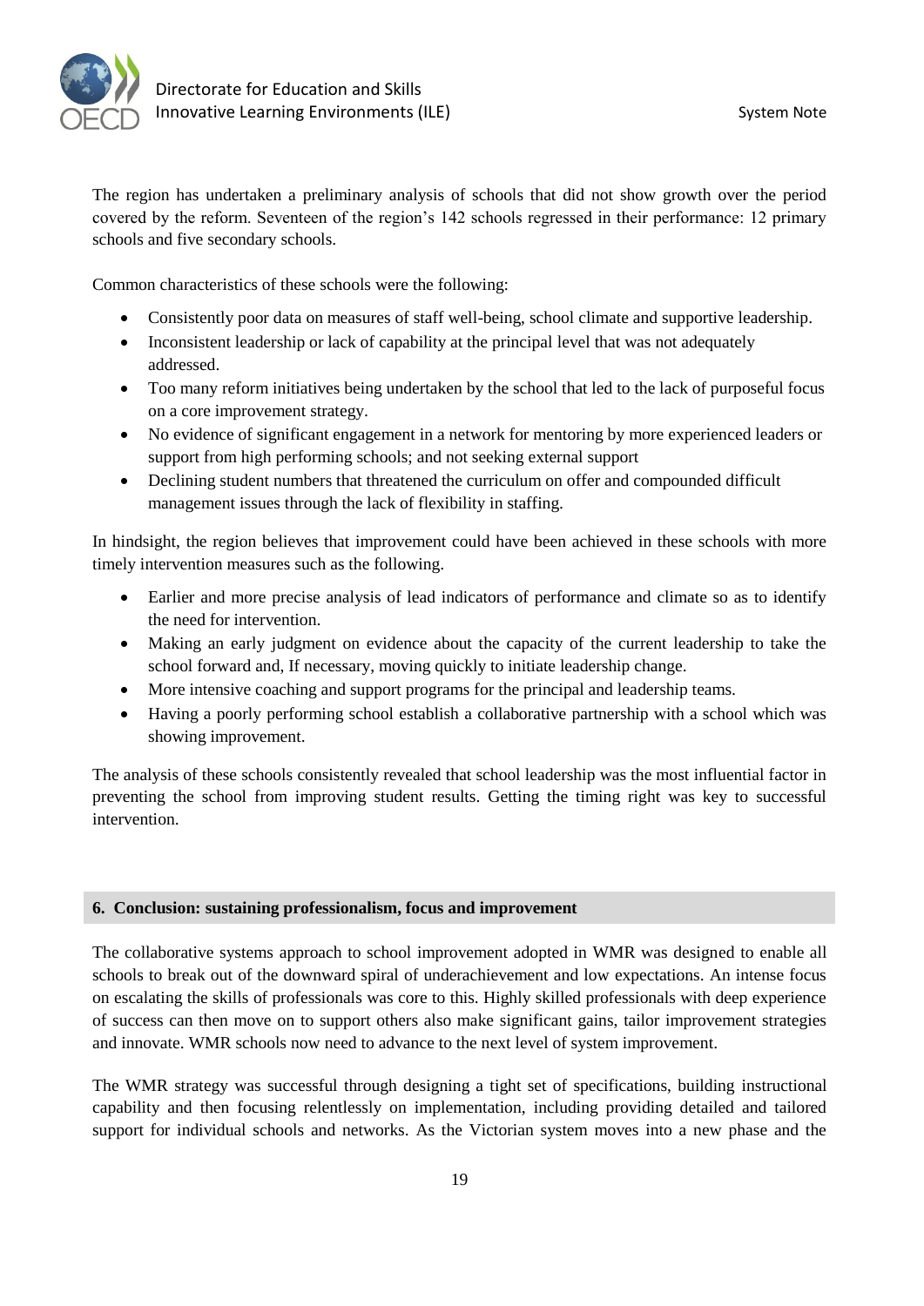The region has undertaken a preliminary analysis of schools that did not show growth over the period covered by the reform. Seventeen of the region's 142 schools regressed in their performance: 12 primary schools and five secondary schools.

Common characteristics of these schools were the following:

- Consistently poor data on measures of staff well-being, school climate and supportive leadership.
- Inconsistent leadership or lack of capability at the principal level that was not adequately addressed.
- Too many reform initiatives being undertaken by the school that led to the lack of purposeful focus on a core improvement strategy.
- No evidence of significant engagement in a network for mentoring by more experienced leaders or support from high performing schools; and not seeking external support
- Declining student numbers that threatened the curriculum on offer and compounded difficult management issues through the lack of flexibility in staffing.

In hindsight, the region believes that improvement could have been achieved in these schools with more timely intervention measures such as the following.

- Earlier and more precise analysis of lead indicators of performance and climate so as to identify the need for intervention.
- Making an early judgment on evidence about the capacity of the current leadership to take the school forward and, If necessary, moving quickly to initiate leadership change.
- More intensive coaching and support programs for the principal and leadership teams.
- Having a poorly performing school establish a collaborative partnership with a school which was showing improvement.

The analysis of these schools consistently revealed that school leadership was the most influential factor in preventing the school from improving student results. Getting the timing right was key to successful intervention.

## 6. Conclusion: sustaining professionalism, focus and improvement

The collaborative systems approach to school improvement adopted in WMR was designed to enable all schools to break out of the downward spiral of underachievement and low expectations. An intense focus on escalating the skills of professionals was core to this. Highly skilled professionals with deep experience of success can then move on to support others also make significant gains, tailor improvement strategies and innovate. WMR schools now need to advance to the next level of system improvement.

The WMR strategy was successful through designing a tight set of specifications, building instructional capability and then focusing relentlessly on implementation, including providing detailed and tailored support for individual schools and networks. As the Victorian system moves into a new phase and the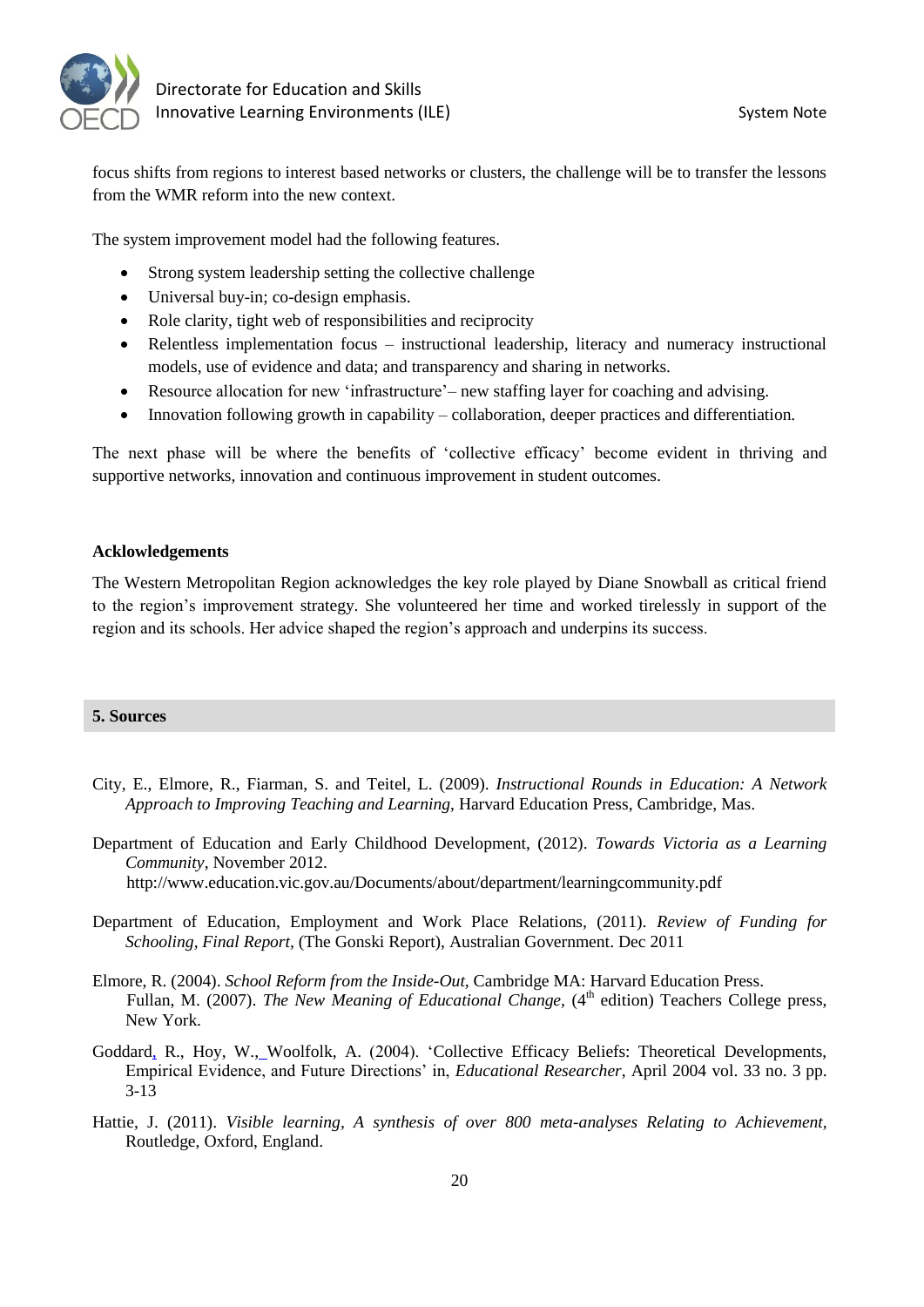focus shifts from regions to interest based networks or clusters, the challenge will be to transfer the lessons from the WMR reform into the new context.

The system improvement model had the following features.

- Strong system leadership setting the collective challenge
- Universal buy-in; co-design emphasis.
- Role clarity, tight web of responsibilities and reciprocity
- Relentless implementation focus – instructional leadership, literacy and numeracy instructional models, use of evidence and data; and transparency and sharing in networks.
- Resource allocation for new 'infrastructure'– new staffing layer for coaching and advising.
- Innovation following growth in capability – collaboration, deeper practices and differentiation.

The next phase will be where the benefits of 'collective efficacy' become evident in thriving and supportive networks, innovation and continuous improvement in student outcomes.

**Acklowledgements**

The Western Metropolitan Region acknowledges the key role played by Diane Snowball as critical friend to the region's improvement strategy. She volunteered her time and worked tirelessly in support of the region and its schools. Her advice shaped the region's approach and underpins its success.

## 5. Sources

City, E., Elmore, R., Fiarman, S. and Teitel, L. (2009). *Instructional Rounds in Education: A Network Approach to Improving Teaching and Learning*, Harvard Education Press, Cambridge, Mas.

Department of Education and Early Childhood Development, (2012). *Towards Victoria as a Learning Community*, November 2012. http://www.education.vic.gov.au/Documents/about/department/learningcommunity.pdf

Department of Education, Employment and Work Place Relations, (2011). *Review of Funding for Schooling, Final Report*, (The Gonski Report), Australian Government. Dec 2011

Elmore, R. (2004). *School Reform from the Inside-Out*, Cambridge MA: Harvard Education Press.

Fullan, M. (2007). *The New Meaning of Educational Change*, (4th edition) Teachers College press, New York.

Goddard, R., Hoy, W., Woolfolk, A. (2004). 'Collective Efficacy Beliefs: Theoretical Developments, Empirical Evidence, and Future Directions' in, *Educational Researcher*, April 2004 vol. 33 no. 3 pp. 3-13

Hattie, J. (2011). *Visible learning, A synthesis of over 800 meta-analyses Relating to Achievement*, Routledge, Oxford, England.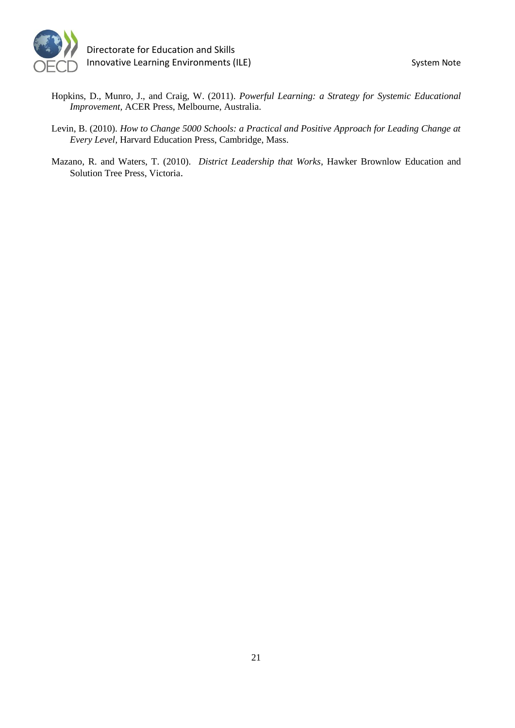Hopkins, D., Munro, J., and Craig, W. (2011). *Powerful Learning: a Strategy for Systemic Educational Improvement*, ACER Press, Melbourne, Australia.

Levin, B. (2010). *How to Change 5000 Schools: a Practical and Positive Approach for Leading Change at Every Level*, Harvard Education Press, Cambridge, Mass.

Mazano, R. and Waters, T. (2010). *District Leadership that Works*, Hawker Brownlow Education and Solution Tree Press, Victoria.